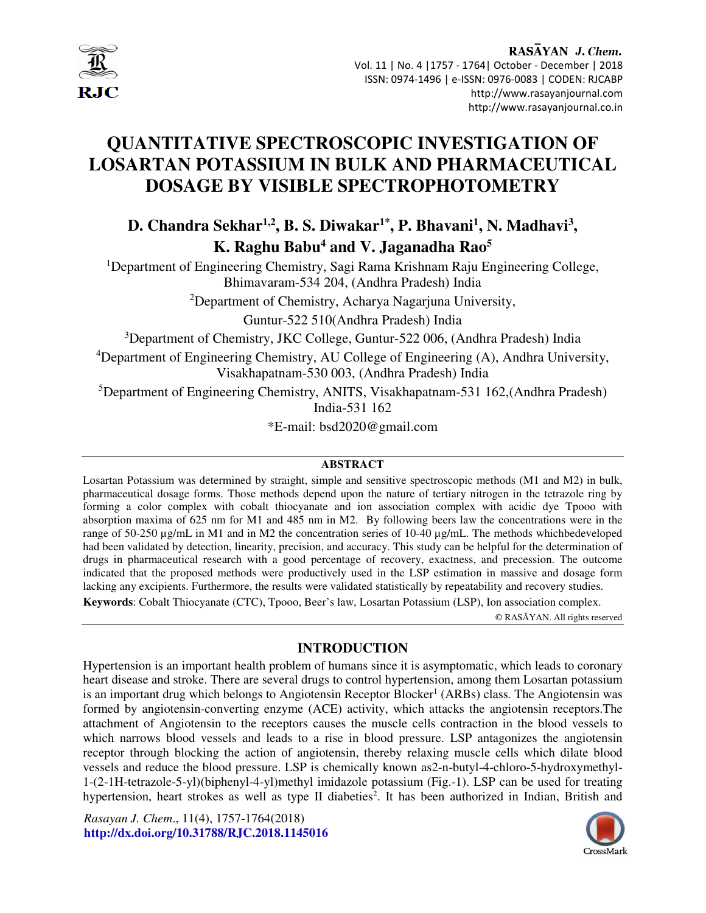# QUANTITATIVE SPECTROSCOPIC INVESTIGATION OF LOSARTAN POTASSIUM IN BULK AND PHARMACEUTICAL DOSAGE BY VISIBLE SPECTROPHOTOMETRY

**D. Chandra Sekhar[1,2], B. S. Diwakar[1*], P. Bhavani[1], N. Madhavi[3], K. Raghu Babu[4] and V. Jaganadha Rao[5]**

[1]Department of Engineering Chemistry, Sagi Rama Krishnam Raju Engineering College, Bhimavaram-534 204, (Andhra Pradesh) India

[2]Department of Chemistry, Acharya Nagarjuna University, Guntur-522 510(Andhra Pradesh) India

[3]Department of Chemistry, JKC College, Guntur-522 006, (Andhra Pradesh) India

[4]Department of Engineering Chemistry, AU College of Engineering (A), Andhra University, Visakhapatnam-530 003, (Andhra Pradesh) India

[5]Department of Engineering Chemistry, ANITS, Visakhapatnam-531 162,(Andhra Pradesh) India-531 162

*E-mail: bsd2020@gmail.com

## ABSTRACT

Losartan Potassium was determined by straight, simple and sensitive spectroscopic methods (M1 and M2) in bulk, pharmaceutical dosage forms. Those methods depend upon the nature of tertiary nitrogen in the tetrazole ring by forming a color complex with cobalt thiocyanate and ion association complex with acidic dye Tpooo with absorption maxima of 625 nm for M1 and 485 nm in M2. By following beers law the concentrations were in the range of 50-250 µg/mL in M1 and in M2 the concentration series of 10-40 µg/mL. The methods whichbedeveloped had been validated by detection, linearity, precision, and accuracy. This study can be helpful for the determination of drugs in pharmaceutical research with a good percentage of recovery, exactness, and precession. The outcome indicated that the proposed methods were productively used in the LSP estimation in massive and dosage form lacking any excipients. Furthermore, the results were validated statistically by repeatability and recovery studies.

**Keywords**: Cobalt Thiocyanate (CTC), Tpooo, Beer's law, Losartan Potassium (LSP), Ion association complex.

© RASĀYAN. All rights reserved

## INTRODUCTION

Hypertension is an important health problem of humans since it is asymptomatic, which leads to coronary heart disease and stroke. There are several drugs to control hypertension, among them Losartan potassium is an important drug which belongs to Angiotensin Receptor Blocker[1] (ARBs) class. The Angiotensin was formed by angiotensin-converting enzyme (ACE) activity, which attacks the angiotensin receptors.The attachment of Angiotensin to the receptors causes the muscle cells contraction in the blood vessels to which narrows blood vessels and leads to a rise in blood pressure. LSP antagonizes the angiotensin receptor through blocking the action of angiotensin, thereby relaxing muscle cells which dilate blood vessels and reduce the blood pressure. LSP is chemically known as2-n-butyl-4-chloro-5-hydroxymethyl-1-(2-1H-tetrazole-5-yl)(biphenyl-4-yl)methyl imidazole potassium (Fig.-1). LSP can be used for treating hypertension, heart strokes as well as type II diabeties[2]. It has been authorized in Indian, British and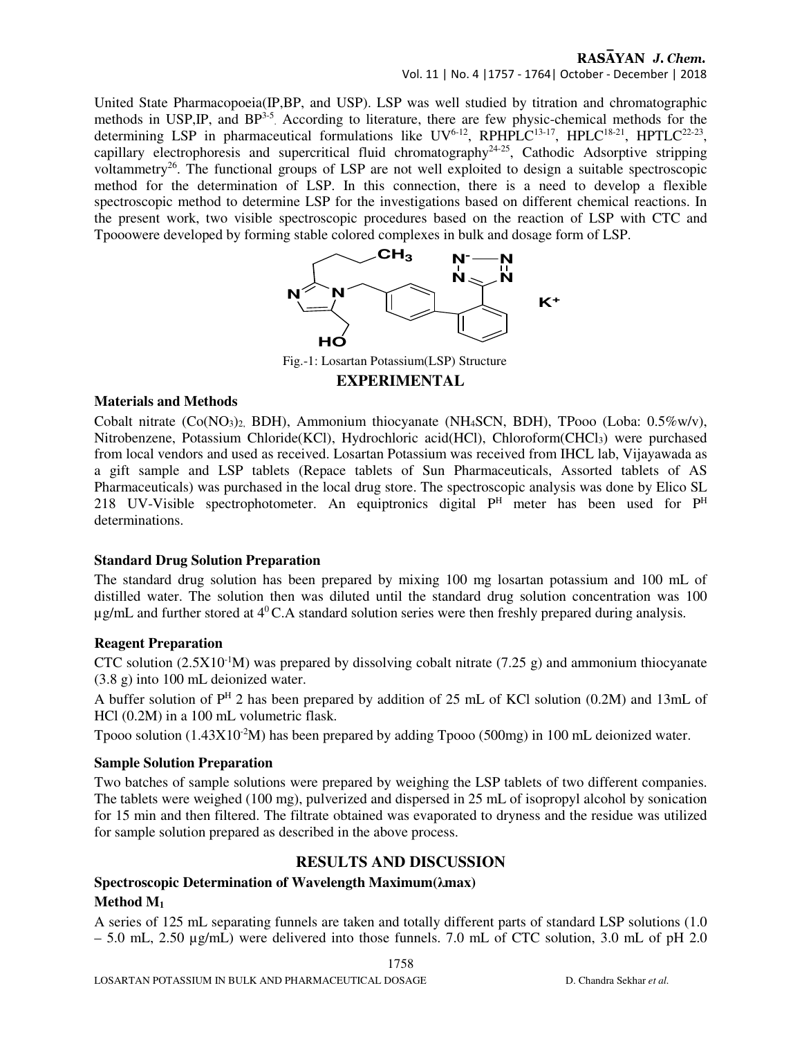United State Pharmacopoeia(IP,BP, and USP). LSP was well studied by titration and chromatographic methods in USP,IP, and BP[3-5]. According to literature, there are few physic-chemical methods for the determining LSP in pharmaceutical formulations like UV[6-12], RPHPLC[13-17], HPLC[18-21], HPTLC[22-23], capillary electrophoresis and supercritical fluid chromatography[24-25], Cathodic Adsorptive stripping voltammetry[26]. The functional groups of LSP are not well exploited to design a suitable spectroscopic method for the determination of LSP. In this connection, there is a need to develop a flexible spectroscopic method to determine LSP for the investigations based on different chemical reactions. In the present work, two visible spectroscopic procedures based on the reaction of LSP with CTC and Tpooowere developed by forming stable colored complexes in bulk and dosage form of LSP.

Fig.-1: Losartan Potassium(LSP) Structure

## EXPERIMENTAL

### Materials and Methods

Cobalt nitrate ($Co(NO_3)_2$, BDH), Ammonium thiocyanate ($NH_4SCN$, BDH), TPooo (Loba: 0.5%w/v), Nitrobenzene, Potassium Chloride(KCl), Hydrochloric acid(HCl), Chloroform($CHCl_3$) were purchased from local vendors and used as received. Losartan Potassium was received from IHCL lab, Vijayawada as a gift sample and LSP tablets (Repace tablets of Sun Pharmaceuticals, Assorted tablets of AS Pharmaceuticals) was purchased in the local drug store. The spectroscopic analysis was done by Elico SL 218 UV-Visible spectrophotometer. An equiptronics digital $P^H$ meter has been used for $P^H$ determinations.

### Standard Drug Solution Preparation

The standard drug solution has been prepared by mixing 100 mg losartan potassium and 100 mL of distilled water. The solution then was diluted until the standard drug solution concentration was 100 µg/mL and further stored at $4^0$ C.A standard solution series were then freshly prepared during analysis.

### Reagent Preparation

CTC solution ($2.5X10^{-1}$M) was prepared by dissolving cobalt nitrate (7.25 g) and ammonium thiocyanate (3.8 g) into 100 mL deionized water.

A buffer solution of $P^H$ 2 has been prepared by addition of 25 mL of KCl solution (0.2M) and 13mL of HCl (0.2M) in a 100 mL volumetric flask.

Tpooo solution ($1.43X10^{-2}$M) has been prepared by adding Tpooo (500mg) in 100 mL deionized water.

### Sample Solution Preparation

Two batches of sample solutions were prepared by weighing the LSP tablets of two different companies. The tablets were weighed (100 mg), pulverized and dispersed in 25 mL of isopropyl alcohol by sonication for 15 min and then filtered. The filtrate obtained was evaporated to dryness and the residue was utilized for sample solution prepared as described in the above process.

## RESULTS AND DISCUSSION

### Spectroscopic Determination of Wavelength Maximum(λmax)

#### Method $M_1$

A series of 125 mL separating funnels are taken and totally different parts of standard LSP solutions (1.0 – 5.0 mL, 2.50 µg/mL) were delivered into those funnels. 7.0 mL of CTC solution, 3.0 mL of pH 2.0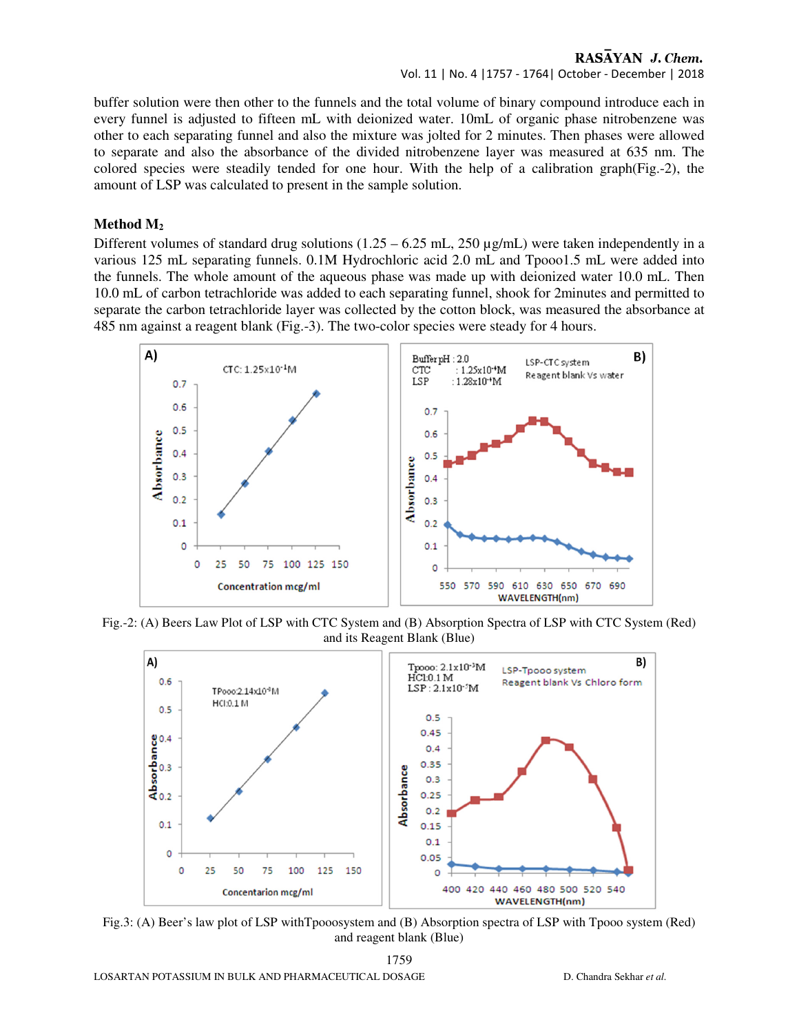buffer solution were then other to the funnels and the total volume of binary compound introduce each in every funnel is adjusted to fifteen mL with deionized water. 10mL of organic phase nitrobenzene was other to each separating funnel and also the mixture was jolted for 2 minutes. Then phases were allowed to separate and also the absorbance of the divided nitrobenzene layer was measured at 635 nm. The colored species were steadily tended for one hour. With the help of a calibration graph(Fig.-2), the amount of LSP was calculated to present in the sample solution.

### Method $M_2$

Different volumes of standard drug solutions (1.25 – 6.25 mL, 250 µg/mL) were taken independently in a various 125 mL separating funnels. 0.1M Hydrochloric acid 2.0 mL and Tpooo1.5 mL were added into the funnels. The whole amount of the aqueous phase was made up with deionized water 10.0 mL. Then 10.0 mL of carbon tetrachloride was added to each separating funnel, shook for 2minutes and permitted to separate the carbon tetrachloride layer was collected by the cotton block, was measured the absorbance at 485 nm against a reagent blank (Fig.-3). The two-color species were steady for 4 hours.

Fig.-2: (A) Beers Law Plot of LSP with CTC System and (B) Absorption Spectra of LSP with CTC System (Red) and its Reagent Blank (Blue)

Fig.3: (A) Beer's law plot of LSP withTpooosystem and (B) Absorption spectra of LSP with Tpooo system (Red) and reagent blank (Blue)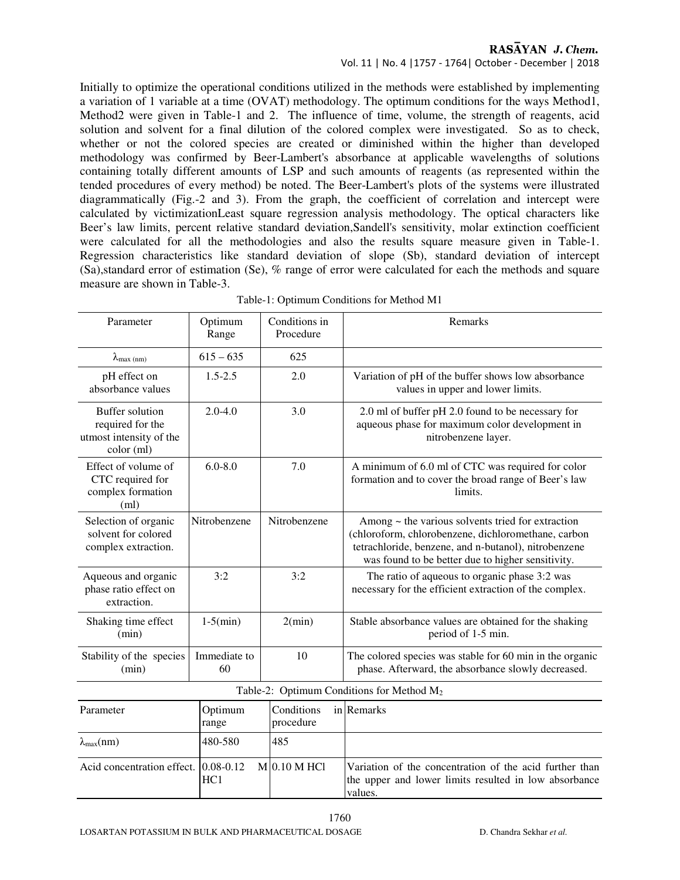Initially to optimize the operational conditions utilized in the methods were established by implementing a variation of 1 variable at a time (OVAT) methodology. The optimum conditions for the ways Method1, Method2 were given in Table-1 and 2. The influence of time, volume, the strength of reagents, acid solution and solvent for a final dilution of the colored complex were investigated. So as to check, whether or not the colored species are created or diminished within the higher than developed methodology was confirmed by Beer-Lambert's absorbance at applicable wavelengths of solutions containing totally different amounts of LSP and such amounts of reagents (as represented within the tended procedures of every method) be noted. The Beer-Lambert's plots of the systems were illustrated diagrammatically (Fig.-2 and 3). From the graph, the coefficient of correlation and intercept were calculated by victimizationLeast square regression analysis methodology. The optical characters like Beer's law limits, percent relative standard deviation,Sandell's sensitivity, molar extinction coefficient were calculated for all the methodologies and also the results square measure given in Table-1. Regression characteristics like standard deviation of slope (Sb), standard deviation of intercept (Sa),standard error of estimation (Se), % range of error were calculated for each the methods and square measure are shown in Table-3.

Table-1: Optimum Conditions for Method M1

| Parameter | Optimum Range | Conditions in Procedure | Remarks |
|---|---|---|---|
| $\lambda_{max\ (nm)}$ | 615 – 635 | 625 | |
| pH effect on absorbance values | 1.5-2.5 | 2.0 | Variation of pH of the buffer shows low absorbance values in upper and lower limits. |
| Buffer solution required for the utmost intensity of the color (ml) | 2.0-4.0 | 3.0 | 2.0 ml of buffer pH 2.0 found to be necessary for aqueous phase for maximum color development in nitrobenzene layer. |
| Effect of volume of CTC required for complex formation (ml) | 6.0-8.0 | 7.0 | A minimum of 6.0 ml of CTC was required for color formation and to cover the broad range of Beer's law limits. |
| Selection of organic solvent for colored complex extraction. | Nitrobenzene | Nitrobenzene | Among ~ the various solvents tried for extraction (chloroform, chlorobenzene, dichloromethane, carbon tetrachloride, benzene, and n-butanol), nitrobenzene was found to be better due to higher sensitivity. |
| Aqueous and organic phase ratio effect on extraction. | 3:2 | 3:2 | The ratio of aqueous to organic phase 3:2 was necessary for the efficient extraction of the complex. |
| Shaking time effect (min) | 1-5(min) | 2(min) | Stable absorbance values are obtained for the shaking period of 1-5 min. |
| Stability of the species (min) | Immediate to 60 | 10 | The colored species was stable for 60 min in the organic phase. Afterward, the absorbance slowly decreased. |

Table-2: Optimum Conditions for Method $M_2$

| Parameter | Optimum range | Conditions in procedure | Remarks |
|---|---|---|---|
| $\lambda_{max}$(nm) | 480-580 | 485 | |
| Acid concentration effect. | 0.08-0.12 M HC1 | 0.10 M HCl | Variation of the concentration of the acid further than the upper and lower limits resulted in low absorbance values. |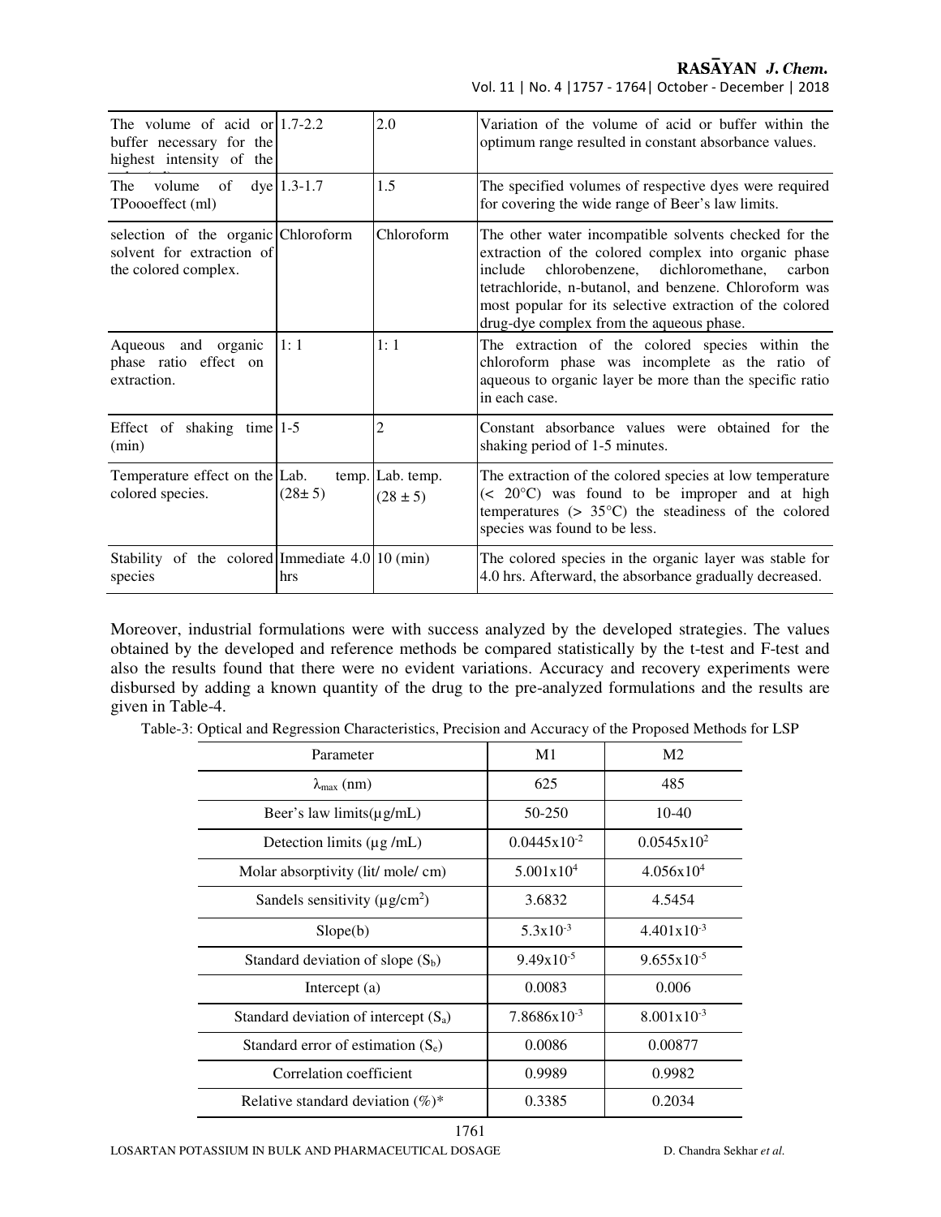| The volume of acid or buffer necessary for the highest intensity of the | 1.7-2.2 | 2.0 | Variation of the volume of acid or buffer within the optimum range resulted in constant absorbance values. |
|---|---|---|---|
| The volume of dye TPoooeffect (ml) | 1.3-1.7 | 1.5 | The specified volumes of respective dyes were required for covering the wide range of Beer's law limits. |
| selection of the organic solvent for extraction of the colored complex. | Chloroform | Chloroform | The other water incompatible solvents checked for the extraction of the colored complex into organic phase include chlorobenzene, dichloromethane, carbon tetrachloride, n-butanol, and benzene. Chloroform was most popular for its selective extraction of the colored drug-dye complex from the aqueous phase. |
| Aqueous and organic phase ratio effect on extraction. | 1: 1 | 1: 1 | The extraction of the colored species within the chloroform phase was incomplete as the ratio of aqueous to organic layer be more than the specific ratio in each case. |
| Effect of shaking time (min) | 1-5 | 2 | Constant absorbance values were obtained for the shaking period of 1-5 minutes. |
| Temperature effect on the colored species. | Lab. temp. (28± 5) | Lab. temp. (28 ± 5) | The extraction of the colored species at low temperature (< 20°C) was found to be improper and at high temperatures (> 35°C) the steadiness of the colored species was found to be less. |
| Stability of the colored species | Immediate 4.0 hrs | 10 (min) | The colored species in the organic layer was stable for 4.0 hrs. Afterward, the absorbance gradually decreased. |

Moreover, industrial formulations were with success analyzed by the developed strategies. The values obtained by the developed and reference methods be compared statistically by the t-test and F-test and also the results found that there were no evident variations. Accuracy and recovery experiments were disbursed by adding a known quantity of the drug to the pre-analyzed formulations and the results are given in Table-4.

Table-3: Optical and Regression Characteristics, Precision and Accuracy of the Proposed Methods for LSP

| Parameter | M1 | M2 |
|---|---|---|
| $\lambda_{max}$ (nm) | 625 | 485 |
| Beer's law limits(µg/mL) | 50-250 | 10-40 |
| Detection limits (µg /mL) | $0.0445 \times 10^{-2}$ | $0.0545 \times 10^{2}$ |
| Molar absorptivity (lit/ mole/ cm) | $5.001 \times 10^{4}$ | $4.056 \times 10^{4}$ |
| Sandels sensitivity (µg/cm$^2$) | 3.6832 | 4.5454 |
| Slope(b) | $5.3 \times 10^{-3}$ | $4.401 \times 10^{-3}$ |
| Standard deviation of slope ($S_b$) | $9.49 \times 10^{-5}$ | $9.655 \times 10^{-5}$ |
| Intercept (a) | 0.0083 | 0.006 |
| Standard deviation of intercept ($S_a$) | $7.8686 \times 10^{-3}$ | $8.001 \times 10^{-3}$ |
| Standard error of estimation ($S_e$) | 0.0086 | 0.00877 |
| Correlation coefficient | 0.9989 | 0.9982 |
| Relative standard deviation (%)* | 0.3385 | 0.2034 |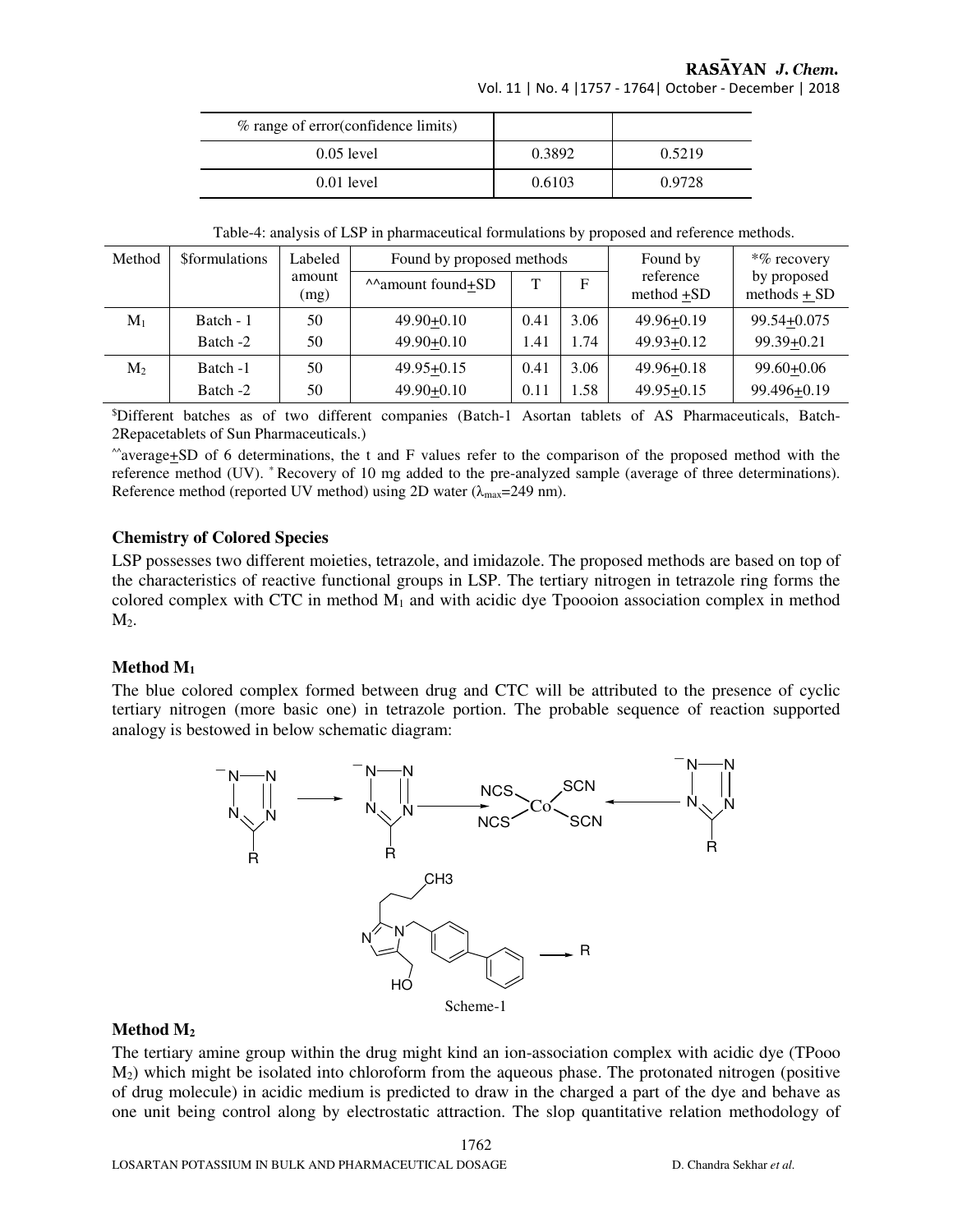| % range of error(confidence limits) | | |
|---|---|---|
| 0.05 level | 0.3892 | 0.5219 |
| 0.01 level | 0.6103 | 0.9728 |

Table-4: analysis of LSP in pharmaceutical formulations by proposed and reference methods.

| Method | $formulations | Labeled amount (mg) | Found by proposed methods | | | Found by reference method +SD | *% recovery by proposed methods + SD |
|---|---|---|---|---|---|---|---|
| | | | ^^amount found+SD | T | F | | |
| $M_1$ | Batch - 1 | 50 | 49.90+0.10 | 0.41 | 3.06 | 49.96+0.19 | 99.54+0.075 |
| | Batch -2 | 50 | 49.90+0.10 | 1.41 | 1.74 | 49.93+0.12 | 99.39+0.21 |
| $M_2$ | Batch -1 | 50 | 49.95+0.15 | 0.41 | 3.06 | 49.96+0.18 | 99.60+0.06 |
| | Batch -2 | 50 | 49.90+0.10 | 0.11 | 1.58 | 49.95+0.15 | 99.496+0.19 |

$Different batches as of two different companies (Batch-1 Asortan tablets of AS Pharmaceuticals, Batch-2Repacetablets of Sun Pharmaceuticals.)

^^average+SD of 6 determinations, the t and F values refer to the comparison of the proposed method with the reference method (UV). * Recovery of 10 mg added to the pre-analyzed sample (average of three determinations). Reference method (reported UV method) using 2D water ($\lambda_{max}$=249 nm).

### Chemistry of Colored Species

LSP possesses two different moieties, tetrazole, and imidazole. The proposed methods are based on top of the characteristics of reactive functional groups in LSP. The tertiary nitrogen in tetrazole ring forms the colored complex with CTC in method $M_1$ and with acidic dye Tpoooion association complex in method $M_2$.

### Method $M_1$

The blue colored complex formed between drug and CTC will be attributed to the presence of cyclic tertiary nitrogen (more basic one) in tetrazole portion. The probable sequence of reaction supported analogy is bestowed in below schematic diagram:

Scheme-1

### Method $M_2$

The tertiary amine group within the drug might kind an ion-association complex with acidic dye (TPooo $M_2$) which might be isolated into chloroform from the aqueous phase. The protonated nitrogen (positive of drug molecule) in acidic medium is predicted to draw in the charged a part of the dye and behave as one unit being control along by electrostatic attraction. The slop quantitative relation methodology of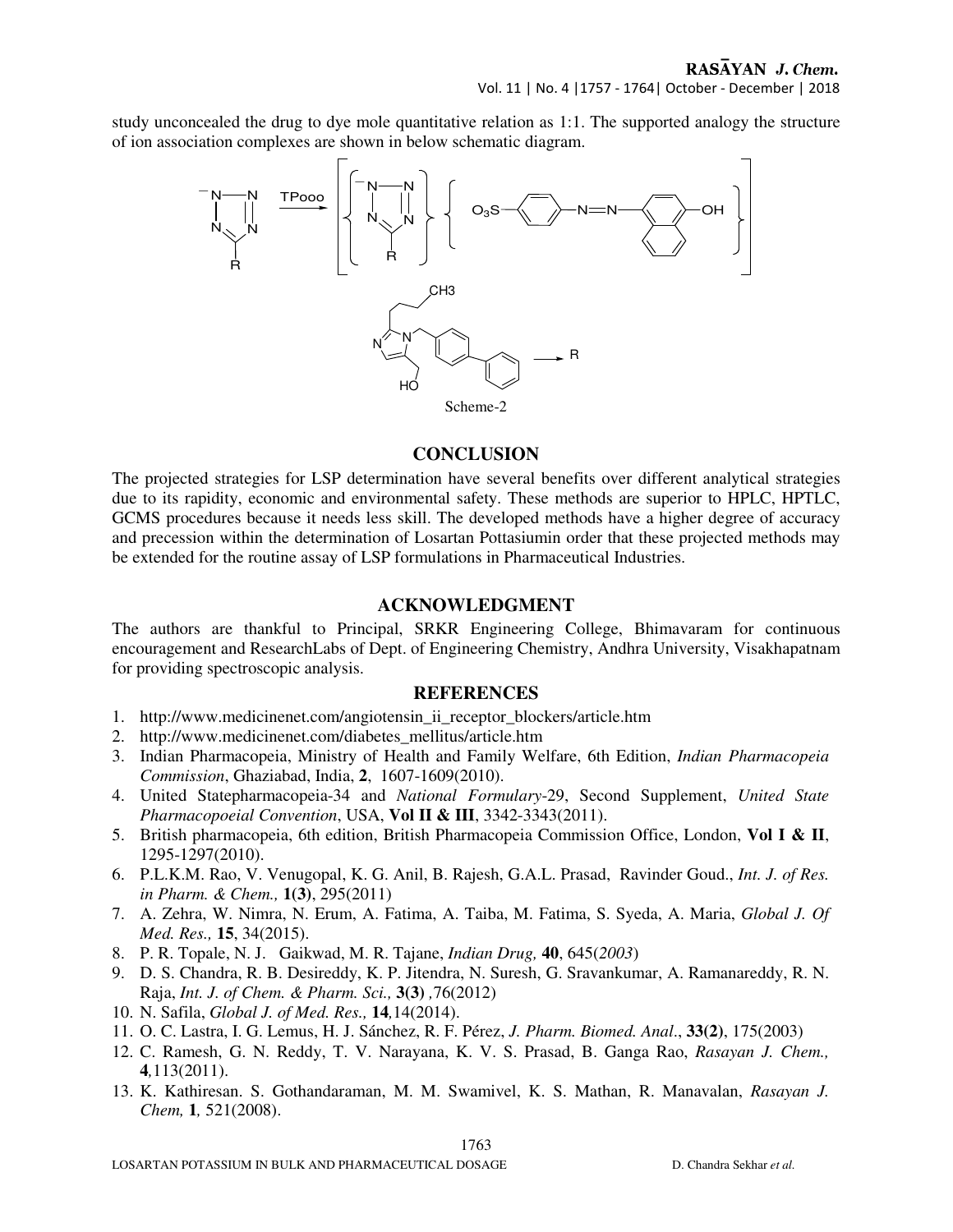study unconcealed the drug to dye mole quantitative relation as 1:1. The supported analogy the structure of ion association complexes are shown in below schematic diagram.

Scheme-2

## CONCLUSION

The projected strategies for LSP determination have several benefits over different analytical strategies due to its rapidity, economic and environmental safety. These methods are superior to HPLC, HPTLC, GCMS procedures because it needs less skill. The developed methods have a higher degree of accuracy and precession within the determination of Losartan Pottasiumin order that these projected methods may be extended for the routine assay of LSP formulations in Pharmaceutical Industries.

## ACKNOWLEDGMENT

The authors are thankful to Principal, SRKR Engineering College, Bhimavaram for continuous encouragement and ResearchLabs of Dept. of Engineering Chemistry, Andhra University, Visakhapatnam for providing spectroscopic analysis.

## REFERENCES

1. http://www.medicinenet.com/angiotensin_ii_receptor_blockers/article.htm
2. http://www.medicinenet.com/diabetes_mellitus/article.htm
3. Indian Pharmacopeia, Ministry of Health and Family Welfare, 6th Edition, *Indian Pharmacopeia Commission*, Ghaziabad, India, **2**, 1607-1609(2010).
4. United Statepharmacopeia-34 and *National Formulary*-29, Second Supplement, *United State Pharmacopoeial Convention*, USA, **Vol II & III**, 3342-3343(2011).
5. British pharmacopeia, 6th edition, British Pharmacopeia Commission Office, London, **Vol I & II**, 1295-1297(2010).
6. P.L.K.M. Rao, V. Venugopal, K. G. Anil, B. Rajesh, G.A.L. Prasad, Ravinder Goud., *Int. J. of Res. in Pharm. & Chem.,* **1(3)**, 295(2011)
7. A. Zehra, W. Nimra, N. Erum, A. Fatima, A. Taiba, M. Fatima, S. Syeda, A. Maria, *Global J. Of Med. Res.,* **15**, 34(2015).
8. P. R. Topale, N. J. Gaikwad, M. R. Tajane, *Indian Drug,* **40**, 645(*2003*)
9. D. S. Chandra, R. B. Desireddy, K. P. Jitendra, N. Suresh, G. Sravankumar, A. Ramanareddy, R. N. Raja, *Int. J. of Chem. & Pharm. Sci.,* **3(3)** ,76(2012)
10. N. Safila, *Global J. of Med. Res.,* **14**,14(2014).
11. O. C. Lastra, I. G. Lemus, H. J. Sánchez, R. F. Pérez, *J. Pharm. Biomed. Anal*., **33(2)**, 175(2003)
12. C. Ramesh, G. N. Reddy, T. V. Narayana, K. V. S. Prasad, B. Ganga Rao, *Rasayan J. Chem.,* **4**,113(2011).
13. K. Kathiresan. S. Gothandaraman, M. M. Swamivel, K. S. Mathan, R. Manavalan, *Rasayan J. Chem,* **1**, 521(2008).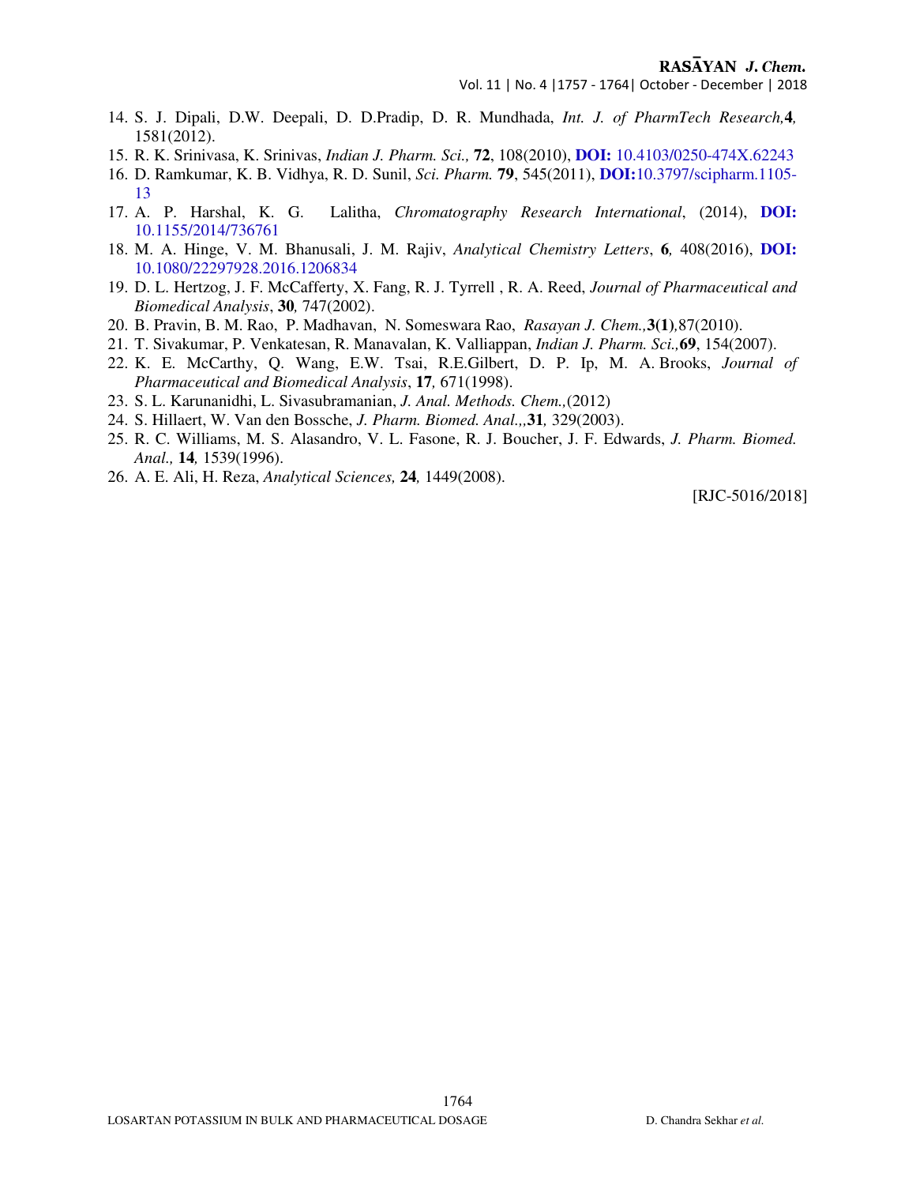14. S. J. Dipali, D.W. Deepali, D. D.Pradip, D. R. Mundhada, *Int. J. of PharmTech Research,* **4**, 1581(2012).
15. R. K. Srinivasa, K. Srinivas, *Indian J. Pharm. Sci.,* **72**, 108(2010), **DOI:** 10.4103/0250-474X.62243
16. D. Ramkumar, K. B. Vidhya, R. D. Sunil, *Sci. Pharm.* **79**, 545(2011), **DOI:**10.3797/scipharm.1105-13
17. A. P. Harshal, K. G. Lalitha, *Chromatography Research International*, (2014), **DOI:** 10.1155/2014/736761
18. M. A. Hinge, V. M. Bhanusali, J. M. Rajiv, *Analytical Chemistry Letters*, **6**, 408(2016), **DOI:** 10.1080/22297928.2016.1206834
19. D. L. Hertzog, J. F. McCafferty, X. Fang, R. J. Tyrrell , R. A. Reed, *Journal of Pharmaceutical and Biomedical Analysis*, **30**, 747(2002).
20. B. Pravin, B. M. Rao, P. Madhavan, N. Someswara Rao, *Rasayan J. Chem.,* **3(1)**, 87(2010).
21. T. Sivakumar, P. Venkatesan, R. Manavalan, K. Valliappan, *Indian J. Pharm. Sci.,* **69**, 154(2007).
22. K. E. McCarthy, Q. Wang, E.W. Tsai, R.E.Gilbert, D. P. Ip, M. A. Brooks, *Journal of Pharmaceutical and Biomedical Analysis*, **17**, 671(1998).
23. S. L. Karunanidhi, L. Sivasubramanian, *J. Anal. Methods. Chem.,*(2012)
24. S. Hillaert, W. Van den Bossche, *J. Pharm. Biomed. Anal.,,* **31**, 329(2003).
25. R. C. Williams, M. S. Alasandro, V. L. Fasone, R. J. Boucher, J. F. Edwards, *J. Pharm. Biomed. Anal.,* **14**, 1539(1996).
26. A. E. Ali, H. Reza, *Analytical Sciences,* **24**, 1449(2008).

[RJC-5016/2018]